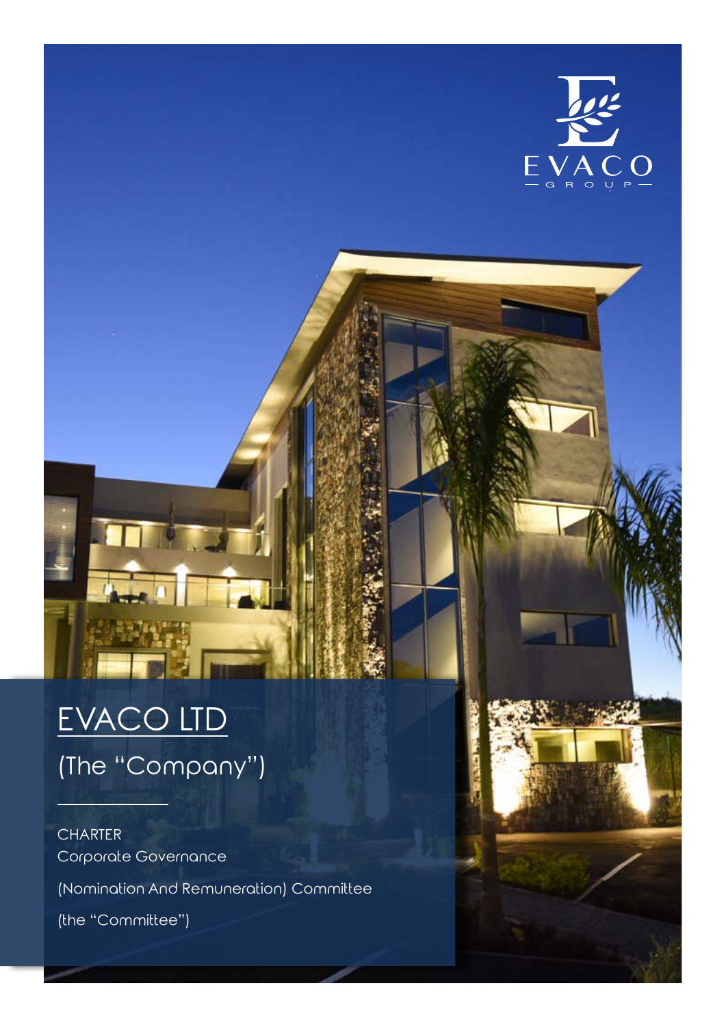EVACO
GROUP

# EVACO LTD

(The "Company")

CHARTER

Corporate Governance

(Nomination And Remuneration) Committee

(the "Committee")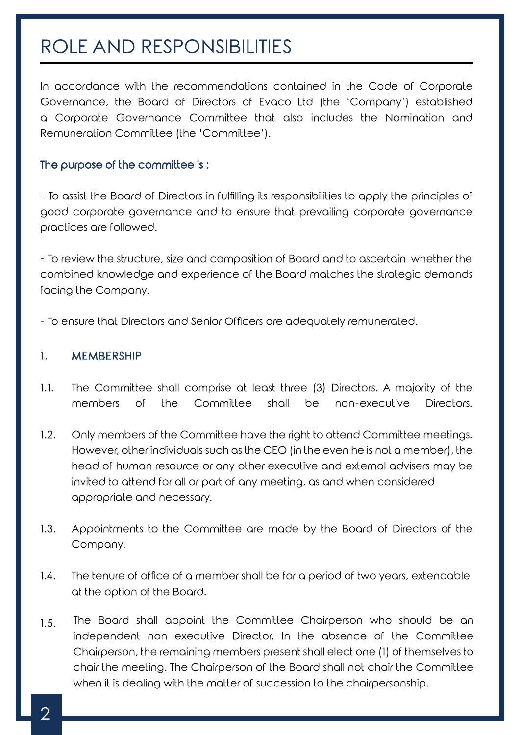# ROLE AND RESPONSIBILITIES

In accordance with the recommendations contained in the Code of Corporate Governance, the Board of Directors of Evaco Ltd (the 'Company') established a Corporate Governance Committee that also includes the Nomination and Remuneration Committee (the 'Committee').

### The purpose of the committee is :

- To assist the Board of Directors in fulfilling its responsibilities to apply the principles of good corporate governance and to ensure that prevailing corporate governance practices are followed.

- To review the structure, size and composition of Board and to ascertain whether the combined knowledge and experience of the Board matches the strategic demands facing the Company.

- To ensure that Directors and Senior Officers are adequately remunerated.

## 1. MEMBERSHIP

1.1. The Committee shall comprise at least three (3) Directors. A majority of the members of the Committee shall be non-executive Directors.

1.2. Only members of the Committee have the right to attend Committee meetings. However, other individuals such as the CEO (in the even he is not a member), the head of human resource or any other executive and external advisers may be invited to attend for all or part of any meeting, as and when considered appropriate and necessary.

1.3. Appointments to the Committee are made by the Board of Directors of the Company.

1.4. The tenure of office of a member shall be for a period of two years, extendable at the option of the Board.

1.5. The Board shall appoint the Committee Chairperson who should be an independent non executive Director. In the absence of the Committee Chairperson, the remaining members present shall elect one (1) of themselves to chair the meeting. The Chairperson of the Board shall not chair the Committee when it is dealing with the matter of succession to the chairpersonship.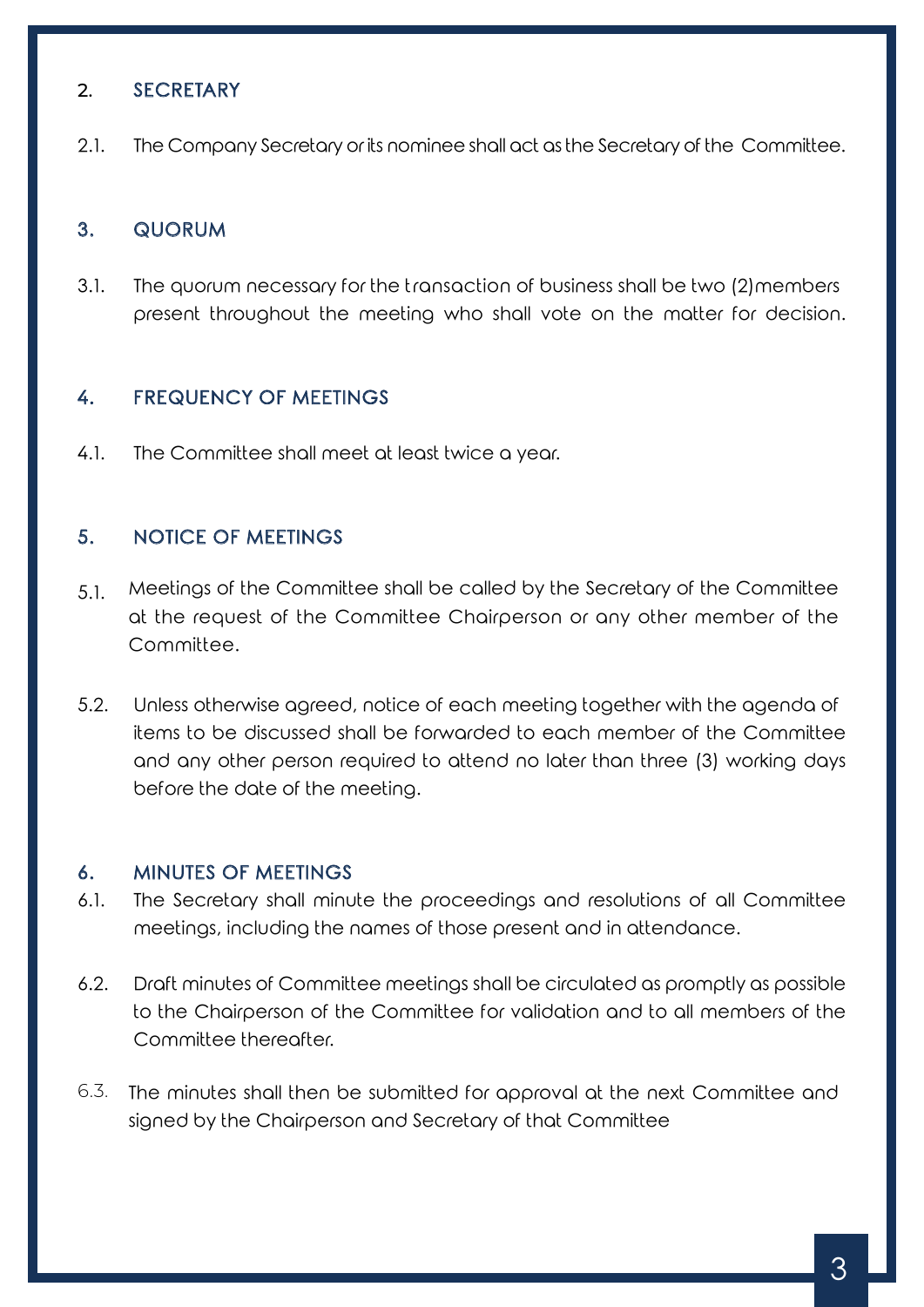## 2. SECRETARY

2.1. The Company Secretary or its nominee shall act as the Secretary of the Committee.

## 3. QUORUM

3.1. The quorum necessary for the transaction of business shall be two (2) members present throughout the meeting who shall vote on the matter for decision.

## 4. FREQUENCY OF MEETINGS

4.1. The Committee shall meet at least twice a year.

## 5. NOTICE OF MEETINGS

5.1. Meetings of the Committee shall be called by the Secretary of the Committee at the request of the Committee Chairperson or any other member of the Committee.

5.2. Unless otherwise agreed, notice of each meeting together with the agenda of items to be discussed shall be forwarded to each member of the Committee and any other person required to attend no later than three (3) working days before the date of the meeting.

## 6. MINUTES OF MEETINGS

6.1. The Secretary shall minute the proceedings and resolutions of all Committee meetings, including the names of those present and in attendance.

6.2. Draft minutes of Committee meetings shall be circulated as promptly as possible to the Chairperson of the Committee for validation and to all members of the Committee thereafter.

6.3. The minutes shall then be submitted for approval at the next Committee and signed by the Chairperson and Secretary of that Committee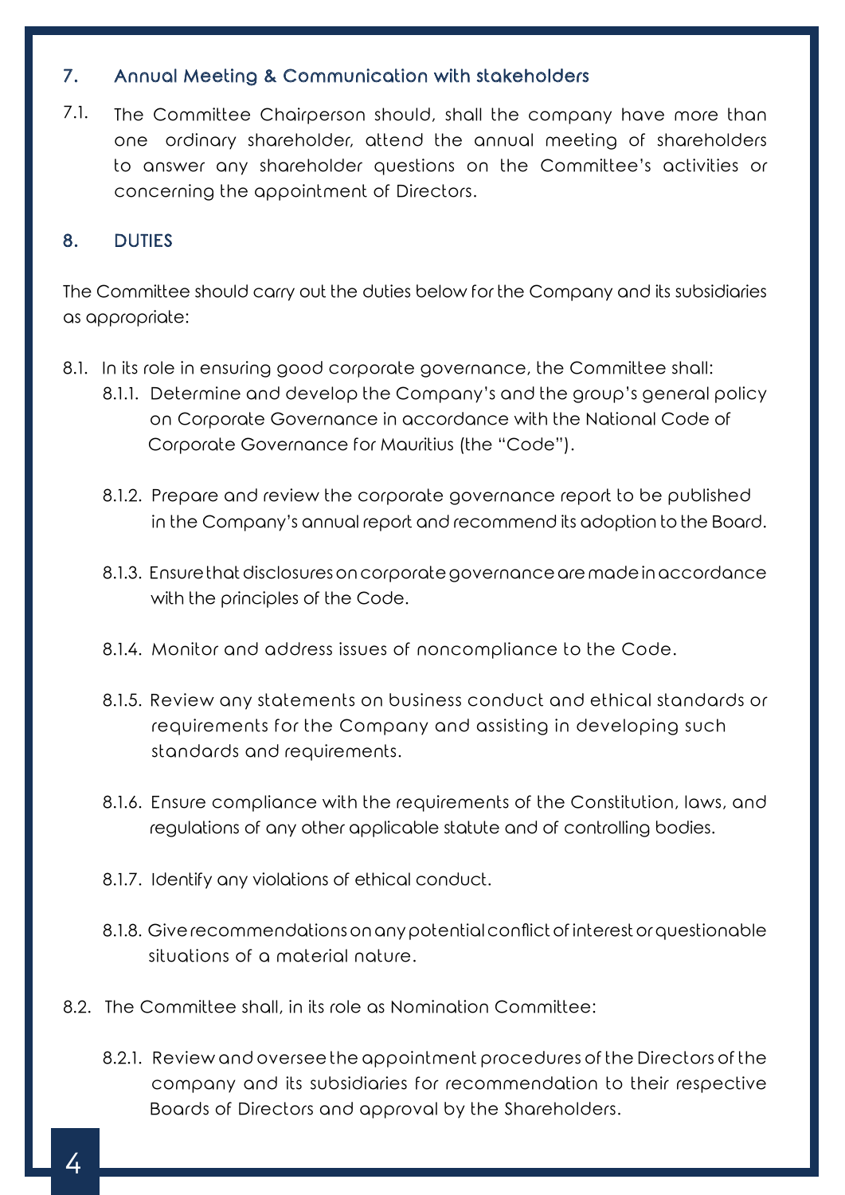## 7. Annual Meeting & Communication with stakeholders

7.1. The Committee Chairperson should, shall the company have more than one ordinary shareholder, attend the annual meeting of shareholders to answer any shareholder questions on the Committee's activities or concerning the appointment of Directors.

## 8. DUTIES

The Committee should carry out the duties below for the Company and its subsidiaries as appropriate:

8.1. In its role in ensuring good corporate governance, the Committee shall:

8.1.1. Determine and develop the Company's and the group's general policy on Corporate Governance in accordance with the National Code of Corporate Governance for Mauritius (the "Code").

8.1.2. Prepare and review the corporate governance report to be published in the Company's annual report and recommend its adoption to the Board.

8.1.3. Ensure that disclosures on corporate governance are made in accordance with the principles of the Code.

8.1.4. Monitor and address issues of noncompliance to the Code.

8.1.5. Review any statements on business conduct and ethical standards or requirements for the Company and assisting in developing such standards and requirements.

8.1.6. Ensure compliance with the requirements of the Constitution, laws, and regulations of any other applicable statute and of controlling bodies.

8.1.7. Identify any violations of ethical conduct.

8.1.8. Give recommendations on any potential conflict of interest or questionable situations of a material nature.

8.2. The Committee shall, in its role as Nomination Committee:

8.2.1. Review and oversee the appointment procedures of the Directors of the company and its subsidiaries for recommendation to their respective Boards of Directors and approval by the Shareholders.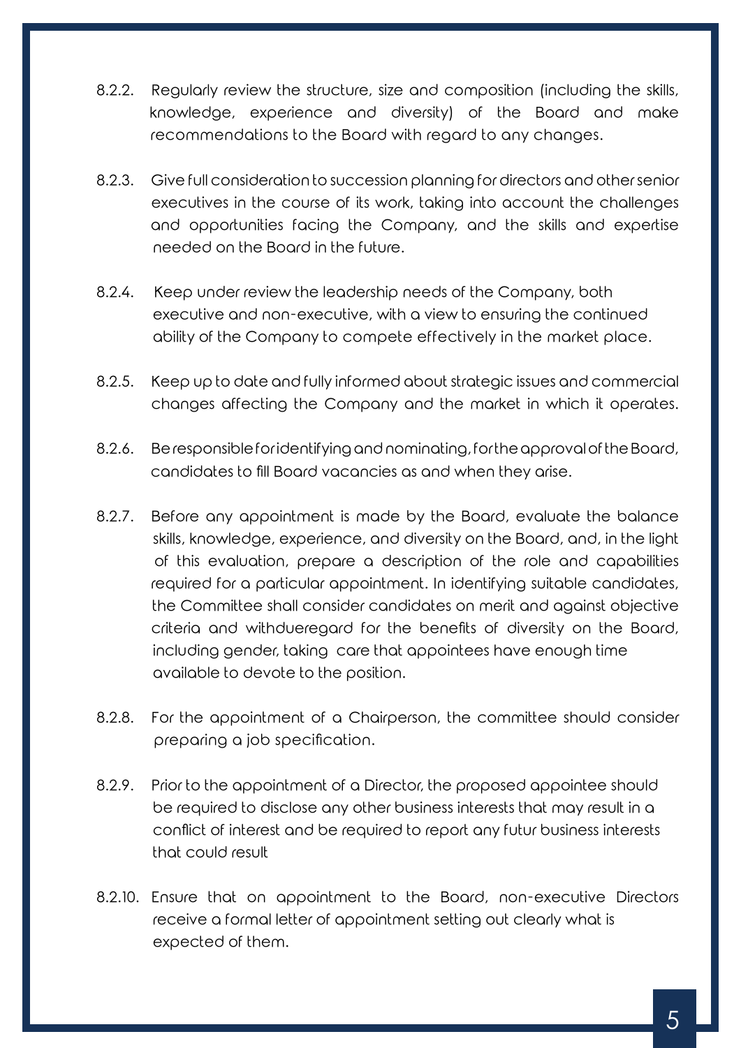8.2.2. Regularly review the structure, size and composition (including the skills, knowledge, experience and diversity) of the Board and make recommendations to the Board with regard to any changes.

8.2.3. Give full consideration to succession planning for directors and other senior executives in the course of its work, taking into account the challenges and opportunities facing the Company, and the skills and expertise needed on the Board in the future.

8.2.4. Keep under review the leadership needs of the Company, both executive and non-executive, with a view to ensuring the continued ability of the Company to compete effectively in the market place.

8.2.5. Keep up to date and fully informed about strategic issues and commercial changes affecting the Company and the market in which it operates.

8.2.6. Be responsible for identifying and nominating, for the approval of the Board, candidates to fill Board vacancies as and when they arise.

8.2.7. Before any appointment is made by the Board, evaluate the balance skills, knowledge, experience, and diversity on the Board, and, in the light of this evaluation, prepare a description of the role and capabilities required for a particular appointment. In identifying suitable candidates, the Committee shall consider candidates on merit and against objective criteria and withdueregard for the benefits of diversity on the Board, including gender, taking care that appointees have enough time available to devote to the position.

8.2.8. For the appointment of a Chairperson, the committee should consider preparing a job specification.

8.2.9. Prior to the appointment of a Director, the proposed appointee should be required to disclose any other business interests that may result in a conflict of interest and be required to report any futur business interests that could result

8.2.10. Ensure that on appointment to the Board, non-executive Directors receive a formal letter of appointment setting out clearly what is expected of them.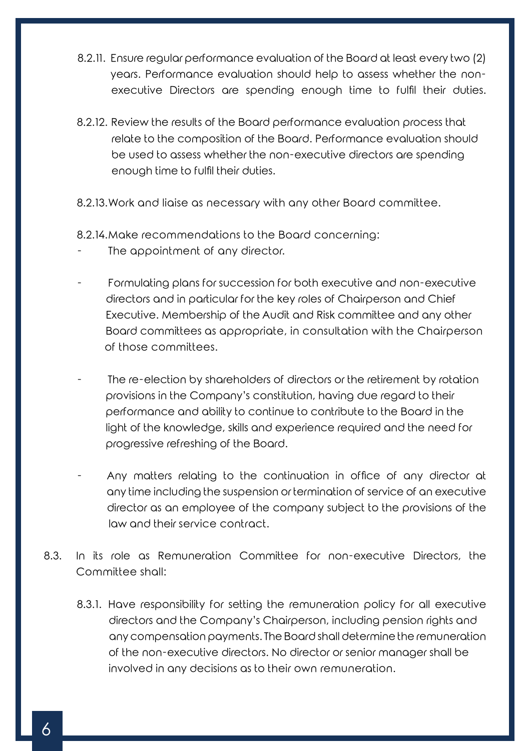8.2.11. Ensure regular performance evaluation of the Board at least every two (2) years. Performance evaluation should help to assess whether the non-executive Directors are spending enough time to fulfil their duties.

8.2.12. Review the results of the Board performance evaluation process that relate to the composition of the Board. Performance evaluation should be used to assess whether the non-executive directors are spending enough time to fulfil their duties.

8.2.13. Work and liaise as necessary with any other Board committee.

8.2.14. Make recommendations to the Board concerning:

- The appointment of any director.
- Formulating plans for succession for both executive and non-executive directors and in particular for the key roles of Chairperson and Chief Executive. Membership of the Audit and Risk committee and any other Board committees as appropriate, in consultation with the Chairperson of those committees.
- The re-election by shareholders of directors or the retirement by rotation provisions in the Company's constitution, having due regard to their performance and ability to continue to contribute to the Board in the light of the knowledge, skills and experience required and the need for progressive refreshing of the Board.
- Any matters relating to the continuation in office of any director at any time including the suspension or termination of service of an executive director as an employee of the company subject to the provisions of the law and their service contract.

8.3. In its role as Remuneration Committee for non-executive Directors, the Committee shall:

8.3.1. Have responsibility for setting the remuneration policy for all executive directors and the Company's Chairperson, including pension rights and any compensation payments. The Board shall determine the remuneration of the non-executive directors. No director or senior manager shall be involved in any decisions as to their own remuneration.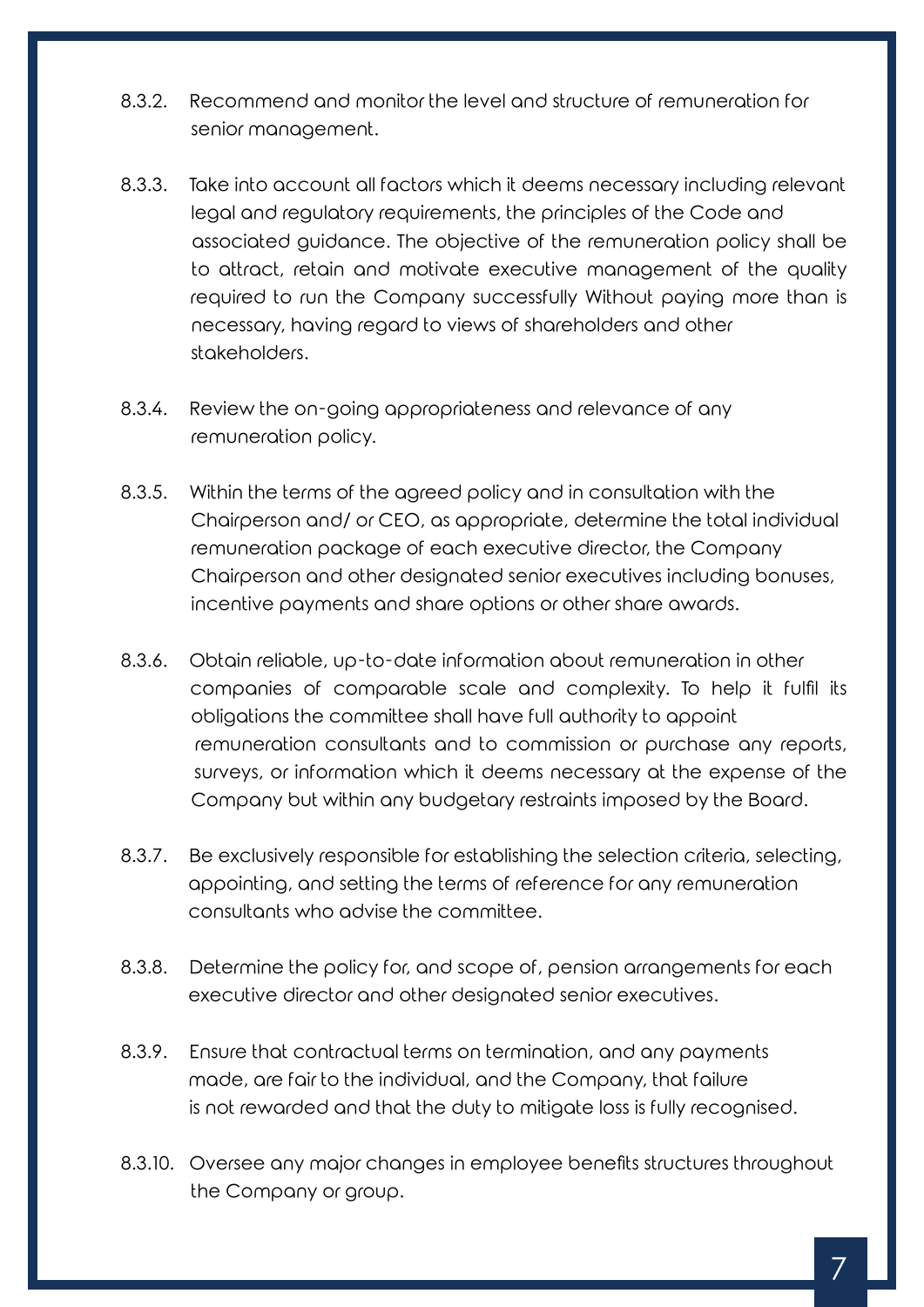8.3.2. Recommend and monitor the level and structure of remuneration for senior management.

8.3.3. Take into account all factors which it deems necessary including relevant legal and regulatory requirements, the principles of the Code and associated guidance. The objective of the remuneration policy shall be to attract, retain and motivate executive management of the quality required to run the Company successfully Without paying more than is necessary, having regard to views of shareholders and other stakeholders.

8.3.4. Review the on-going appropriateness and relevance of any remuneration policy.

8.3.5. Within the terms of the agreed policy and in consultation with the Chairperson and/ or CEO, as appropriate, determine the total individual remuneration package of each executive director, the Company Chairperson and other designated senior executives including bonuses, incentive payments and share options or other share awards.

8.3.6. Obtain reliable, up-to-date information about remuneration in other companies of comparable scale and complexity. To help it fulfil its obligations the committee shall have full authority to appoint remuneration consultants and to commission or purchase any reports, surveys, or information which it deems necessary at the expense of the Company but within any budgetary restraints imposed by the Board.

8.3.7. Be exclusively responsible for establishing the selection criteria, selecting, appointing, and setting the terms of reference for any remuneration consultants who advise the committee.

8.3.8. Determine the policy for, and scope of, pension arrangements for each executive director and other designated senior executives.

8.3.9. Ensure that contractual terms on termination, and any payments made, are fair to the individual, and the Company, that failure is not rewarded and that the duty to mitigate loss is fully recognised.

8.3.10. Oversee any major changes in employee benefits structures throughout the Company or group.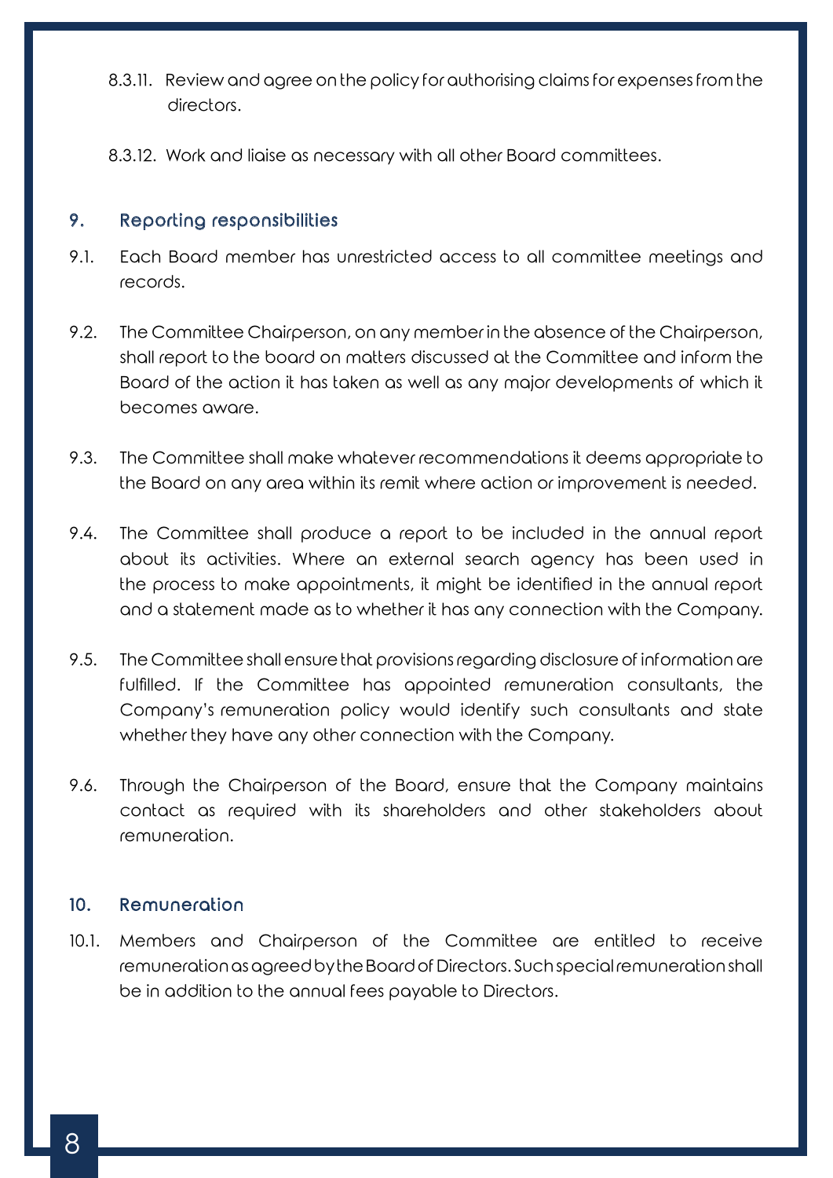8.3.11. Review and agree on the policy for authorising claims for expenses from the directors.

8.3.12. Work and liaise as necessary with all other Board committees.

## 9. Reporting responsibilities

9.1. Each Board member has unrestricted access to all committee meetings and records.

9.2. The Committee Chairperson, on any member in the absence of the Chairperson, shall report to the board on matters discussed at the Committee and inform the Board of the action it has taken as well as any major developments of which it becomes aware.

9.3. The Committee shall make whatever recommendations it deems appropriate to the Board on any area within its remit where action or improvement is needed.

9.4. The Committee shall produce a report to be included in the annual report about its activities. Where an external search agency has been used in the process to make appointments, it might be identified in the annual report and a statement made as to whether it has any connection with the Company.

9.5. The Committee shall ensure that provisions regarding disclosure of information are fulfilled. If the Committee has appointed remuneration consultants, the Company's remuneration policy would identify such consultants and state whether they have any other connection with the Company.

9.6. Through the Chairperson of the Board, ensure that the Company maintains contact as required with its shareholders and other stakeholders about remuneration.

## 10. Remuneration

10.1. Members and Chairperson of the Committee are entitled to receive remuneration as agreed by the Board of Directors. Such special remuneration shall be in addition to the annual fees payable to Directors.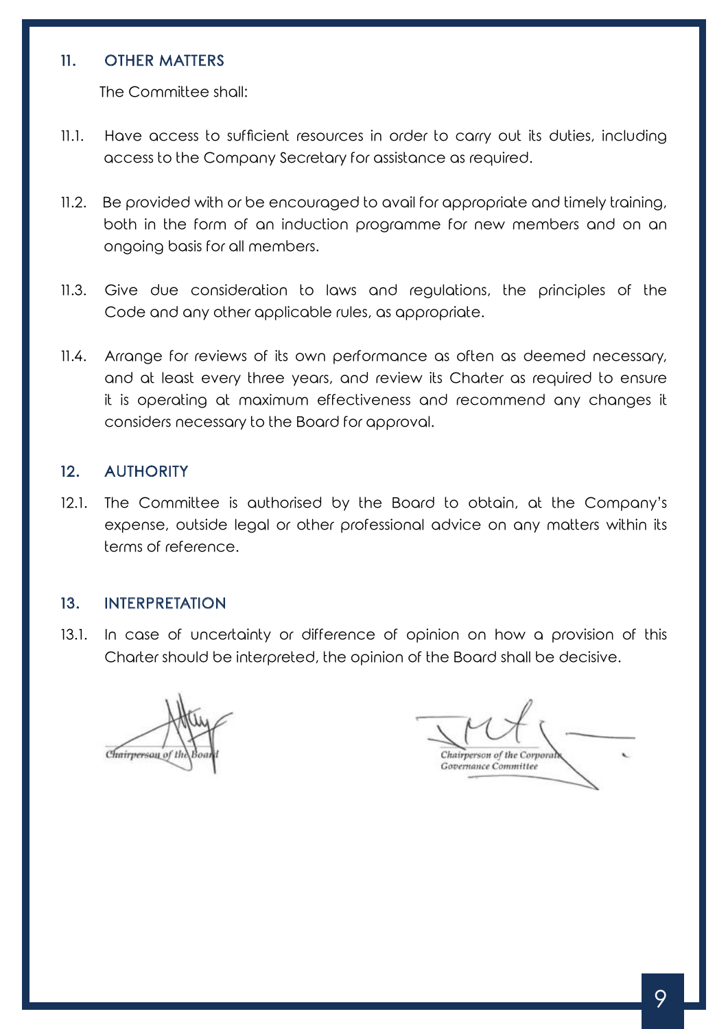## 11. OTHER MATTERS

The Committee shall:

11.1. Have access to sufficient resources in order to carry out its duties, including access to the Company Secretary for assistance as required.

11.2. Be provided with or be encouraged to avail for appropriate and timely training, both in the form of an induction programme for new members and on an ongoing basis for all members.

11.3. Give due consideration to laws and regulations, the principles of the Code and any other applicable rules, as appropriate.

11.4. Arrange for reviews of its own performance as often as deemed necessary, and at least every three years, and review its Charter as required to ensure it is operating at maximum effectiveness and recommend any changes it considers necessary to the Board for approval.

## 12. AUTHORITY

12.1. The Committee is authorised by the Board to obtain, at the Company's expense, outside legal or other professional advice on any matters within its terms of reference.

## 13. INTERPRETATION

13.1. In case of uncertainty or difference of opinion on how a provision of this Charter should be interpreted, the opinion of the Board shall be decisive.

*Chairperson of the Board*

*Chairperson of the Corporate Governance Committee*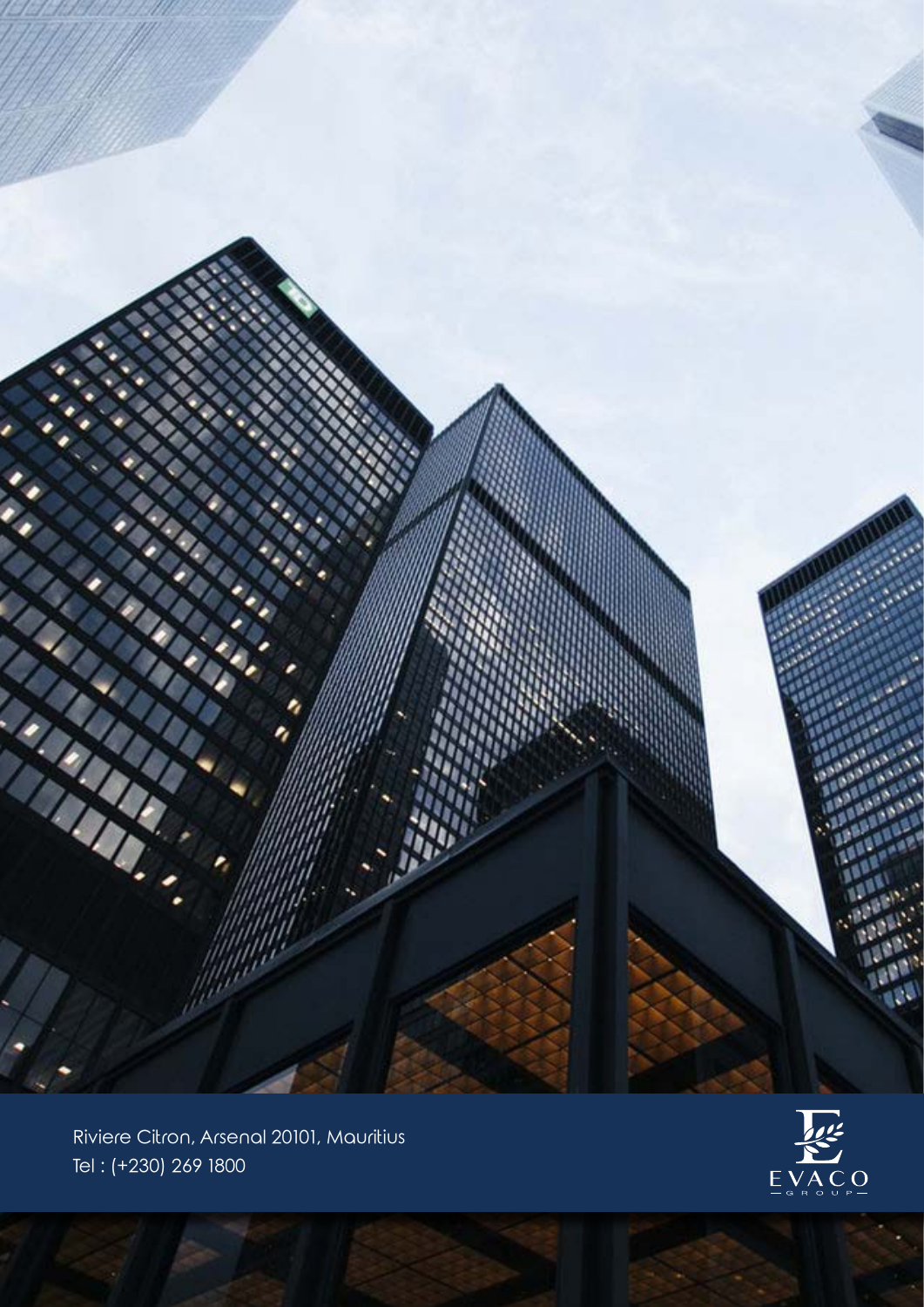Riviere Citron, Arsenal 20101, Mauritius
Tel : (+230) 269 1800

EVACO GROUP